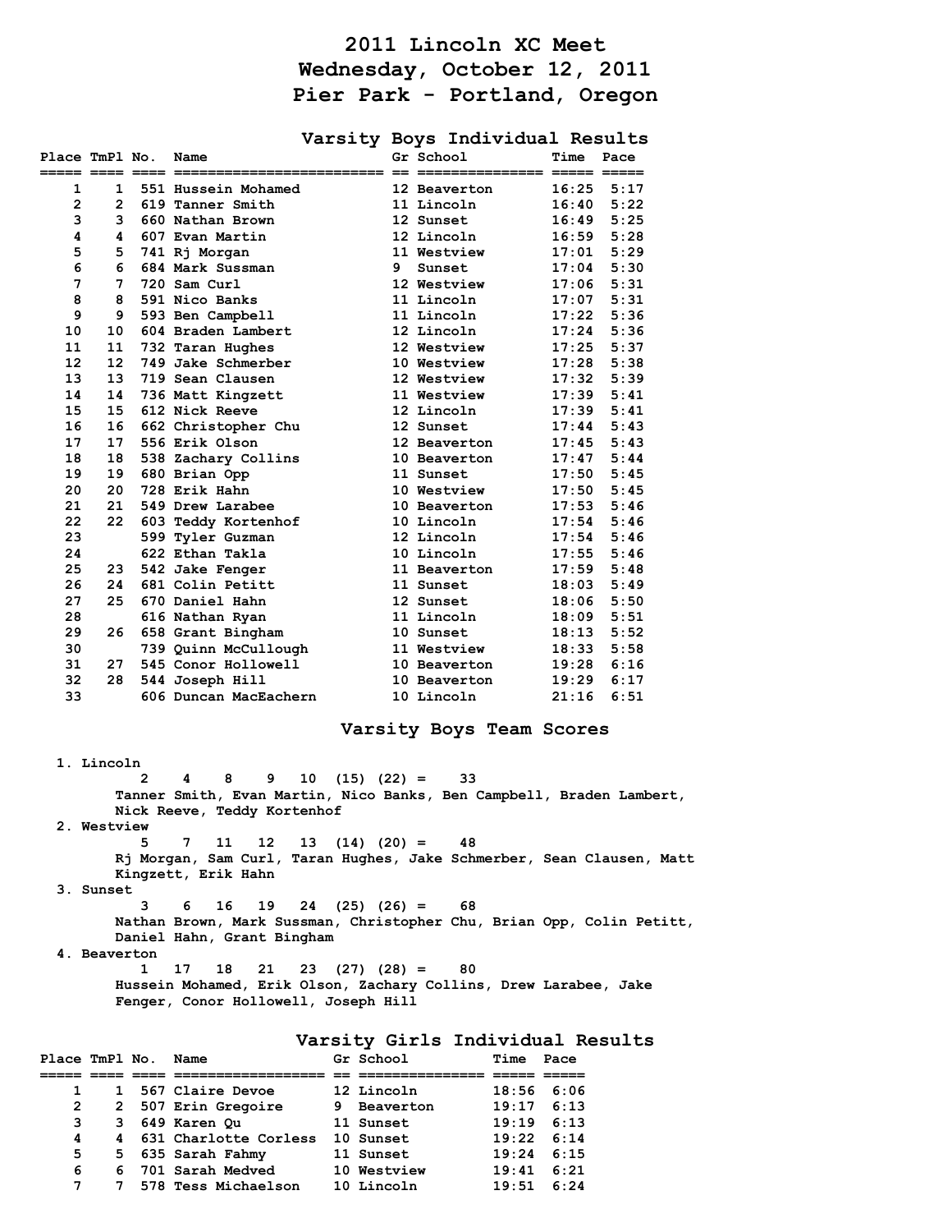# 2011 Lincoln XC Meet
# Wednesday, October 12, 2011
# Pier Park - Portland, Oregon

## Varsity Boys Individual Results

| Place | TmPl | No. | Name | Gr | School | Time | Pace |
|---|---|---|---|---|---|---|---|
| 1 | 1 | 551 | Hussein Mohamed | 12 | Beaverton | 16:25 | 5:17 |
| 2 | 2 | 619 | Tanner Smith | 11 | Lincoln | 16:40 | 5:22 |
| 3 | 3 | 660 | Nathan Brown | 12 | Sunset | 16:49 | 5:25 |
| 4 | 4 | 607 | Evan Martin | 12 | Lincoln | 16:59 | 5:28 |
| 5 | 5 | 741 | Rj Morgan | 11 | Westview | 17:01 | 5:29 |
| 6 | 6 | 684 | Mark Sussman | 9 | Sunset | 17:04 | 5:30 |
| 7 | 7 | 720 | Sam Curl | 12 | Westview | 17:06 | 5:31 |
| 8 | 8 | 591 | Nico Banks | 11 | Lincoln | 17:07 | 5:31 |
| 9 | 9 | 593 | Ben Campbell | 11 | Lincoln | 17:22 | 5:36 |
| 10 | 10 | 604 | Braden Lambert | 12 | Lincoln | 17:24 | 5:36 |
| 11 | 11 | 732 | Taran Hughes | 12 | Westview | 17:25 | 5:37 |
| 12 | 12 | 749 | Jake Schmerber | 10 | Westview | 17:28 | 5:38 |
| 13 | 13 | 719 | Sean Clausen | 12 | Westview | 17:32 | 5:39 |
| 14 | 14 | 736 | Matt Kingzett | 11 | Westview | 17:39 | 5:41 |
| 15 | 15 | 612 | Nick Reeve | 12 | Lincoln | 17:39 | 5:41 |
| 16 | 16 | 662 | Christopher Chu | 12 | Sunset | 17:44 | 5:43 |
| 17 | 17 | 556 | Erik Olson | 12 | Beaverton | 17:45 | 5:43 |
| 18 | 18 | 538 | Zachary Collins | 10 | Beaverton | 17:47 | 5:44 |
| 19 | 19 | 680 | Brian Opp | 11 | Sunset | 17:50 | 5:45 |
| 20 | 20 | 728 | Erik Hahn | 10 | Westview | 17:50 | 5:45 |
| 21 | 21 | 549 | Drew Larabee | 10 | Beaverton | 17:53 | 5:46 |
| 22 | 22 | 603 | Teddy Kortenhof | 10 | Lincoln | 17:54 | 5:46 |
| 23 | | 599 | Tyler Guzman | 12 | Lincoln | 17:54 | 5:46 |
| 24 | | 622 | Ethan Takla | 10 | Lincoln | 17:55 | 5:46 |
| 25 | 23 | 542 | Jake Fenger | 11 | Beaverton | 17:59 | 5:48 |
| 26 | 24 | 681 | Colin Petitt | 11 | Sunset | 18:03 | 5:49 |
| 27 | 25 | 670 | Daniel Hahn | 12 | Sunset | 18:06 | 5:50 |
| 28 | | 616 | Nathan Ryan | 11 | Lincoln | 18:09 | 5:51 |
| 29 | 26 | 658 | Grant Bingham | 10 | Sunset | 18:13 | 5:52 |
| 30 | | 739 | Quinn McCullough | 11 | Westview | 18:33 | 5:58 |
| 31 | 27 | 545 | Conor Hollowell | 10 | Beaverton | 19:28 | 6:16 |
| 32 | 28 | 544 | Joseph Hill | 10 | Beaverton | 19:29 | 6:17 |
| 33 | | 606 | Duncan MacEachern | 10 | Lincoln | 21:16 | 6:51 |

## Varsity Boys Team Scores

1. Lincoln
   2 4 8 9 10 (15) (22) = 33
   Tanner Smith, Evan Martin, Nico Banks, Ben Campbell, Braden Lambert, Nick Reeve, Teddy Kortenhof
2. Westview
   5 7 11 12 13 (14) (20) = 48
   Rj Morgan, Sam Curl, Taran Hughes, Jake Schmerber, Sean Clausen, Matt Kingzett, Erik Hahn
3. Sunset
   3 6 16 19 24 (25) (26) = 68
   Nathan Brown, Mark Sussman, Christopher Chu, Brian Opp, Colin Petitt, Daniel Hahn, Grant Bingham
4. Beaverton
   1 17 18 21 23 (27) (28) = 80
   Hussein Mohamed, Erik Olson, Zachary Collins, Drew Larabee, Jake Fenger, Conor Hollowell, Joseph Hill

## Varsity Girls Individual Results

| Place | TmPl | No. | Name | Gr | School | Time | Pace |
|---|---|---|---|---|---|---|---|
| 1 | 1 | 567 | Claire Devoe | 12 | Lincoln | 18:56 | 6:06 |
| 2 | 2 | 507 | Erin Gregoire | 9 | Beaverton | 19:17 | 6:13 |
| 3 | 3 | 649 | Karen Qu | 11 | Sunset | 19:19 | 6:13 |
| 4 | 4 | 631 | Charlotte Corless | 10 | Sunset | 19:22 | 6:14 |
| 5 | 5 | 635 | Sarah Fahmy | 11 | Sunset | 19:24 | 6:15 |
| 6 | 6 | 701 | Sarah Medved | 10 | Westview | 19:41 | 6:21 |
| 7 | 7 | 578 | Tess Michaelson | 10 | Lincoln | 19:51 | 6:24 |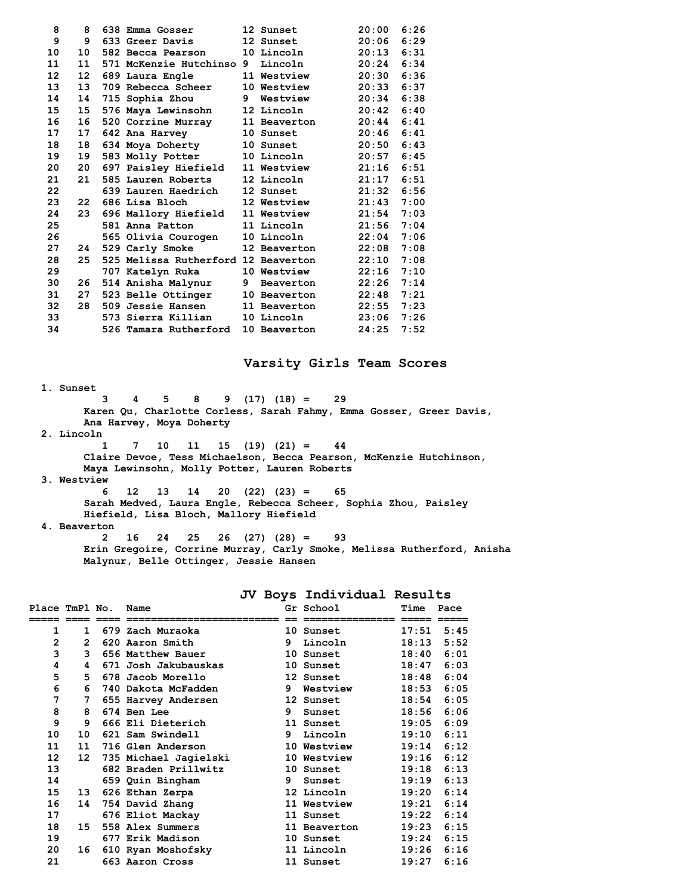| Place | TmPl | No. | Name | Gr | School | Time | Pace |
|---|---|---|---|---|---|---|---|
| 8 | 8 | 638 | Emma Gosser | 12 | Sunset | 20:00 | 6:26 |
| 9 | 9 | 633 | Greer Davis | 12 | Sunset | 20:06 | 6:29 |
| 10 | 10 | 582 | Becca Pearson | 10 | Lincoln | 20:13 | 6:31 |
| 11 | 11 | 571 | McKenzie Hutchinso | 9 | Lincoln | 20:24 | 6:34 |
| 12 | 12 | 689 | Laura Engle | 11 | Westview | 20:30 | 6:36 |
| 13 | 13 | 709 | Rebecca Scheer | 10 | Westview | 20:33 | 6:37 |
| 14 | 14 | 715 | Sophia Zhou | 9 | Westview | 20:34 | 6:38 |
| 15 | 15 | 576 | Maya Lewinsohn | 12 | Lincoln | 20:42 | 6:40 |
| 16 | 16 | 520 | Corrine Murray | 11 | Beaverton | 20:44 | 6:41 |
| 17 | 17 | 642 | Ana Harvey | 10 | Sunset | 20:46 | 6:41 |
| 18 | 18 | 634 | Moya Doherty | 10 | Sunset | 20:50 | 6:43 |
| 19 | 19 | 583 | Molly Potter | 10 | Lincoln | 20:57 | 6:45 |
| 20 | 20 | 697 | Paisley Hiefield | 11 | Westview | 21:16 | 6:51 |
| 21 | 21 | 585 | Lauren Roberts | 12 | Lincoln | 21:17 | 6:51 |
| 22 | | 639 | Lauren Haedrich | 12 | Sunset | 21:32 | 6:56 |
| 23 | 22 | 686 | Lisa Bloch | 12 | Westview | 21:43 | 7:00 |
| 24 | 23 | 696 | Mallory Hiefield | 11 | Westview | 21:54 | 7:03 |
| 25 | | 581 | Anna Patton | 11 | Lincoln | 21:56 | 7:04 |
| 26 | | 565 | Olivia Courogen | 10 | Lincoln | 22:04 | 7:06 |
| 27 | 24 | 529 | Carly Smoke | 12 | Beaverton | 22:08 | 7:08 |
| 28 | 25 | 525 | Melissa Rutherford | 12 | Beaverton | 22:10 | 7:08 |
| 29 | | 707 | Katelyn Ruka | 10 | Westview | 22:16 | 7:10 |
| 30 | 26 | 514 | Anisha Malynur | 9 | Beaverton | 22:26 | 7:14 |
| 31 | 27 | 523 | Belle Ottinger | 10 | Beaverton | 22:48 | 7:21 |
| 32 | 28 | 509 | Jessie Hansen | 11 | Beaverton | 22:55 | 7:23 |
| 33 | | 573 | Sierra Killian | 10 | Lincoln | 23:06 | 7:26 |
| 34 | | 526 | Tamara Rutherford | 10 | Beaverton | 24:25 | 7:52 |

## Varsity Girls Team Scores

1. Sunset
   3 4 5 8 9 (17) (18) = 29
   Karen Qu, Charlotte Corless, Sarah Fahmy, Emma Gosser, Greer Davis, Ana Harvey, Moya Doherty
2. Lincoln
   1 7 10 11 15 (19) (21) = 44
   Claire Devoe, Tess Michaelson, Becca Pearson, McKenzie Hutchinson, Maya Lewinsohn, Molly Potter, Lauren Roberts
3. Westview
   6 12 13 14 20 (22) (23) = 65
   Sarah Medved, Laura Engle, Rebecca Scheer, Sophia Zhou, Paisley Hiefield, Lisa Bloch, Mallory Hiefield
4. Beaverton
   2 16 24 25 26 (27) (28) = 93
   Erin Gregoire, Corrine Murray, Carly Smoke, Melissa Rutherford, Anisha Malynur, Belle Ottinger, Jessie Hansen

## JV Boys Individual Results

| Place | TmPl | No. | Name | Gr | School | Time | Pace |
|---|---|---|---|---|---|---|---|
| 1 | 1 | 679 | Zach Muraoka | 10 | Sunset | 17:51 | 5:45 |
| 2 | 2 | 620 | Aaron Smith | 9 | Lincoln | 18:13 | 5:52 |
| 3 | 3 | 656 | Matthew Bauer | 10 | Sunset | 18:40 | 6:01 |
| 4 | 4 | 671 | Josh Jakubauskas | 10 | Sunset | 18:47 | 6:03 |
| 5 | 5 | 678 | Jacob Morello | 12 | Sunset | 18:48 | 6:04 |
| 6 | 6 | 740 | Dakota McFadden | 9 | Westview | 18:53 | 6:05 |
| 7 | 7 | 655 | Harvey Andersen | 12 | Sunset | 18:54 | 6:05 |
| 8 | 8 | 674 | Ben Lee | 9 | Sunset | 18:56 | 6:06 |
| 9 | 9 | 666 | Eli Dieterich | 11 | Sunset | 19:05 | 6:09 |
| 10 | 10 | 621 | Sam Swindell | 9 | Lincoln | 19:10 | 6:11 |
| 11 | 11 | 716 | Glen Anderson | 10 | Westview | 19:14 | 6:12 |
| 12 | 12 | 735 | Michael Jagielski | 10 | Westview | 19:16 | 6:12 |
| 13 | | 682 | Braden Prillwitz | 10 | Sunset | 19:18 | 6:13 |
| 14 | | 659 | Quin Bingham | 9 | Sunset | 19:19 | 6:13 |
| 15 | 13 | 626 | Ethan Zerpa | 12 | Lincoln | 19:20 | 6:14 |
| 16 | 14 | 754 | David Zhang | 11 | Westview | 19:21 | 6:14 |
| 17 | | 676 | Eliot Mackay | 11 | Sunset | 19:22 | 6:14 |
| 18 | 15 | 558 | Alex Summers | 11 | Beaverton | 19:23 | 6:15 |
| 19 | | 677 | Erik Madison | 10 | Sunset | 19:24 | 6:15 |
| 20 | 16 | 610 | Ryan Moshofsky | 11 | Lincoln | 19:26 | 6:16 |
| 21 | | 663 | Aaron Cross | 11 | Sunset | 19:27 | 6:16 |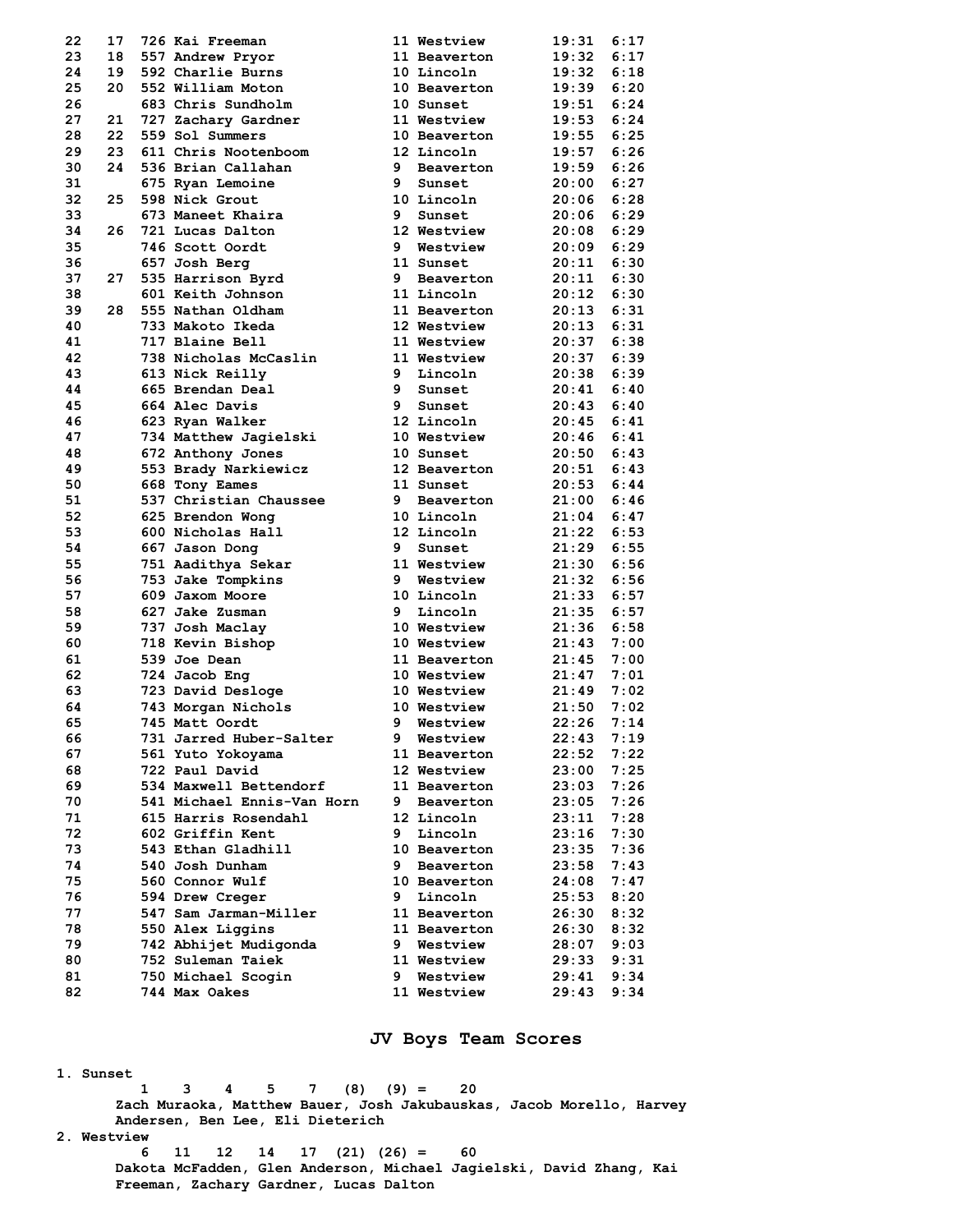| Place | Team Place | Bib | Name | Grade | School | Time | Pace |
|---|---|---|---|---|---|---|---|
| 22 | 17 | 726 | Kai Freeman | 11 | Westview | 19:31 | 6:17 |
| 23 | 18 | 557 | Andrew Pryor | 11 | Beaverton | 19:32 | 6:17 |
| 24 | 19 | 592 | Charlie Burns | 10 | Lincoln | 19:32 | 6:18 |
| 25 | 20 | 552 | William Moton | 10 | Beaverton | 19:39 | 6:20 |
| 26 | | 683 | Chris Sundholm | 10 | Sunset | 19:51 | 6:24 |
| 27 | 21 | 727 | Zachary Gardner | 11 | Westview | 19:53 | 6:24 |
| 28 | 22 | 559 | Sol Summers | 10 | Beaverton | 19:55 | 6:25 |
| 29 | 23 | 611 | Chris Nootenboom | 12 | Lincoln | 19:57 | 6:26 |
| 30 | 24 | 536 | Brian Callahan | 9 | Beaverton | 19:59 | 6:26 |
| 31 | | 675 | Ryan Lemoine | 9 | Sunset | 20:00 | 6:27 |
| 32 | 25 | 598 | Nick Grout | 10 | Lincoln | 20:06 | 6:28 |
| 33 | | 673 | Maneet Khaira | 9 | Sunset | 20:06 | 6:29 |
| 34 | 26 | 721 | Lucas Dalton | 12 | Westview | 20:08 | 6:29 |
| 35 | | 746 | Scott Oordt | 9 | Westview | 20:09 | 6:29 |
| 36 | | 657 | Josh Berg | 11 | Sunset | 20:11 | 6:30 |
| 37 | 27 | 535 | Harrison Byrd | 9 | Beaverton | 20:11 | 6:30 |
| 38 | | 601 | Keith Johnson | 11 | Lincoln | 20:12 | 6:30 |
| 39 | 28 | 555 | Nathan Oldham | 11 | Beaverton | 20:13 | 6:31 |
| 40 | | 733 | Makoto Ikeda | 12 | Westview | 20:13 | 6:31 |
| 41 | | 717 | Blaine Bell | 11 | Westview | 20:37 | 6:38 |
| 42 | | 738 | Nicholas McCaslin | 11 | Westview | 20:37 | 6:39 |
| 43 | | 613 | Nick Reilly | 9 | Lincoln | 20:38 | 6:39 |
| 44 | | 665 | Brendan Deal | 9 | Sunset | 20:41 | 6:40 |
| 45 | | 664 | Alec Davis | 9 | Sunset | 20:43 | 6:40 |
| 46 | | 623 | Ryan Walker | 12 | Lincoln | 20:45 | 6:41 |
| 47 | | 734 | Matthew Jagielski | 10 | Westview | 20:46 | 6:41 |
| 48 | | 672 | Anthony Jones | 10 | Sunset | 20:50 | 6:43 |
| 49 | | 553 | Brady Narkiewicz | 12 | Beaverton | 20:51 | 6:43 |
| 50 | | 668 | Tony Eames | 11 | Sunset | 20:53 | 6:44 |
| 51 | | 537 | Christian Chaussee | 9 | Beaverton | 21:00 | 6:46 |
| 52 | | 625 | Brendon Wong | 10 | Lincoln | 21:04 | 6:47 |
| 53 | | 600 | Nicholas Hall | 12 | Lincoln | 21:22 | 6:53 |
| 54 | | 667 | Jason Dong | 9 | Sunset | 21:29 | 6:55 |
| 55 | | 751 | Aadithya Sekar | 11 | Westview | 21:30 | 6:56 |
| 56 | | 753 | Jake Tompkins | 9 | Westview | 21:32 | 6:56 |
| 57 | | 609 | Jaxom Moore | 10 | Lincoln | 21:33 | 6:57 |
| 58 | | 627 | Jake Zusman | 9 | Lincoln | 21:35 | 6:57 |
| 59 | | 737 | Josh Maclay | 10 | Westview | 21:36 | 6:58 |
| 60 | | 718 | Kevin Bishop | 10 | Westview | 21:43 | 7:00 |
| 61 | | 539 | Joe Dean | 11 | Beaverton | 21:45 | 7:00 |
| 62 | | 724 | Jacob Eng | 10 | Westview | 21:47 | 7:01 |
| 63 | | 723 | David Desloge | 10 | Westview | 21:49 | 7:02 |
| 64 | | 743 | Morgan Nichols | 10 | Westview | 21:50 | 7:02 |
| 65 | | 745 | Matt Oordt | 9 | Westview | 22:26 | 7:14 |
| 66 | | 731 | Jarred Huber-Salter | 9 | Westview | 22:43 | 7:19 |
| 67 | | 561 | Yuto Yokoyama | 11 | Beaverton | 22:52 | 7:22 |
| 68 | | 722 | Paul David | 12 | Westview | 23:00 | 7:25 |
| 69 | | 534 | Maxwell Bettendorf | 11 | Beaverton | 23:03 | 7:26 |
| 70 | | 541 | Michael Ennis-Van Horn | 9 | Beaverton | 23:05 | 7:26 |
| 71 | | 615 | Harris Rosendahl | 12 | Lincoln | 23:11 | 7:28 |
| 72 | | 602 | Griffin Kent | 9 | Lincoln | 23:16 | 7:30 |
| 73 | | 543 | Ethan Gladhill | 10 | Beaverton | 23:35 | 7:36 |
| 74 | | 540 | Josh Dunham | 9 | Beaverton | 23:58 | 7:43 |
| 75 | | 560 | Connor Wulf | 10 | Beaverton | 24:08 | 7:47 |
| 76 | | 594 | Drew Creger | 9 | Lincoln | 25:53 | 8:20 |
| 77 | | 547 | Sam Jarman-Miller | 11 | Beaverton | 26:30 | 8:32 |
| 78 | | 550 | Alex Liggins | 11 | Beaverton | 26:30 | 8:32 |
| 79 | | 742 | Abhijet Mudigonda | 9 | Westview | 28:07 | 9:03 |
| 80 | | 752 | Suleman Taiek | 11 | Westview | 29:33 | 9:31 |
| 81 | | 750 | Michael Scogin | 9 | Westview | 29:41 | 9:34 |
| 82 | | 744 | Max Oakes | 11 | Westview | 29:43 | 9:34 |

## JV Boys Team Scores

1. Sunset
   1 3 4 5 7 (8) (9) = 20
   Zach Muraoka, Matthew Bauer, Josh Jakubauskas, Jacob Morello, Harvey Andersen, Ben Lee, Eli Dieterich
2. Westview
   6 11 12 14 17 (21) (26) = 60
   Dakota McFadden, Glen Anderson, Michael Jagielski, David Zhang, Kai Freeman, Zachary Gardner, Lucas Dalton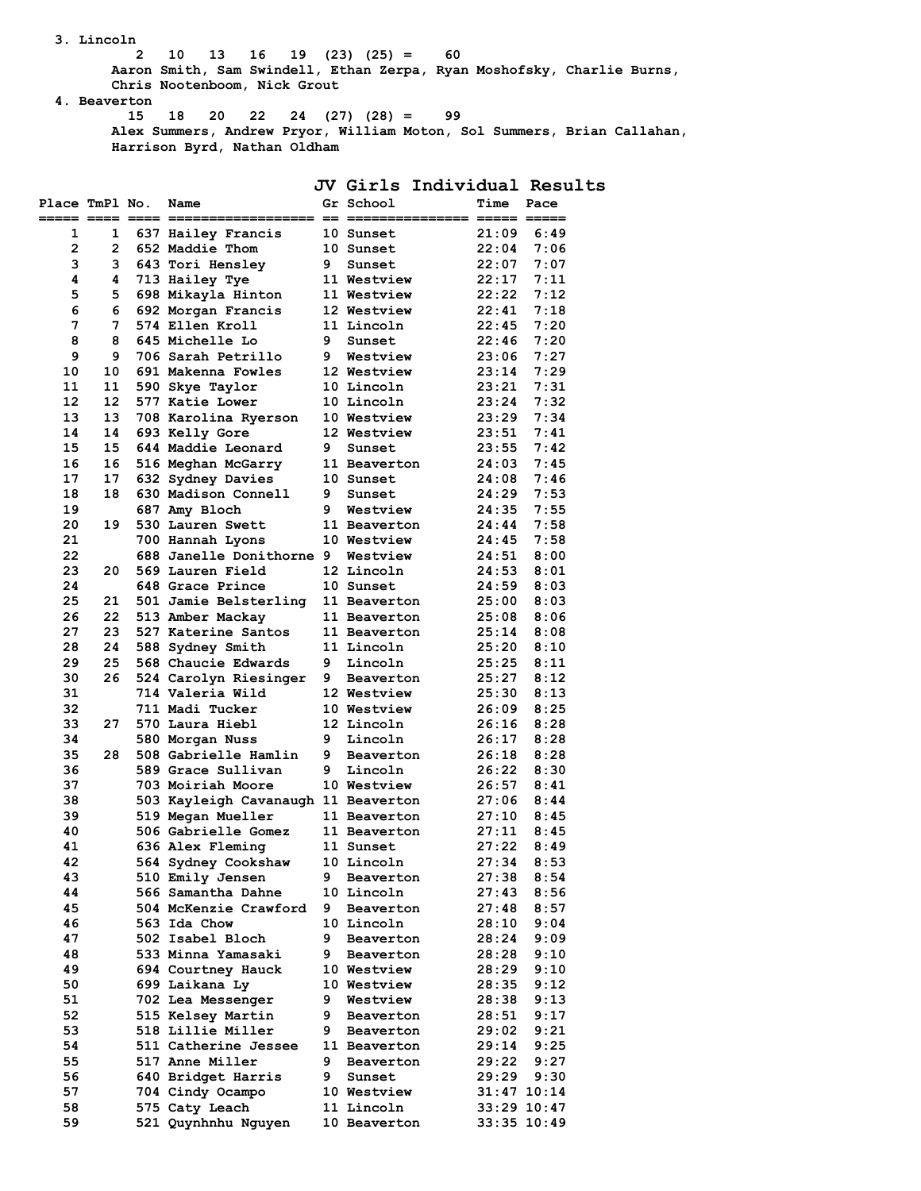3. Lincoln
   2 10 13 16 19 (23) (25) = 60
   Aaron Smith, Sam Swindell, Ethan Zerpa, Ryan Moshofsky, Charlie Burns, Chris Nootenboom, Nick Grout
4. Beaverton
   15 18 20 22 24 (27) (28) = 99
   Alex Summers, Andrew Pryor, William Moton, Sol Summers, Brian Callahan, Harrison Byrd, Nathan Oldham

## JV Girls Individual Results

| Place | TmPl | No. | Name | Gr | School | Time | Pace |
|---|---|---|---|---|---|---|---|
| 1 | 1 | 637 | Hailey Francis | 10 | Sunset | 21:09 | 6:49 |
| 2 | 2 | 652 | Maddie Thom | 10 | Sunset | 22:04 | 7:06 |
| 3 | 3 | 643 | Tori Hensley | 9 | Sunset | 22:07 | 7:07 |
| 4 | 4 | 713 | Hailey Tye | 11 | Westview | 22:17 | 7:11 |
| 5 | 5 | 698 | Mikayla Hinton | 11 | Westview | 22:22 | 7:12 |
| 6 | 6 | 692 | Morgan Francis | 12 | Westview | 22:41 | 7:18 |
| 7 | 7 | 574 | Ellen Kroll | 11 | Lincoln | 22:45 | 7:20 |
| 8 | 8 | 645 | Michelle Lo | 9 | Sunset | 22:46 | 7:20 |
| 9 | 9 | 706 | Sarah Petrillo | 9 | Westview | 23:06 | 7:27 |
| 10 | 10 | 691 | Makenna Fowles | 12 | Westview | 23:14 | 7:29 |
| 11 | 11 | 590 | Skye Taylor | 10 | Lincoln | 23:21 | 7:31 |
| 12 | 12 | 577 | Katie Lower | 10 | Lincoln | 23:24 | 7:32 |
| 13 | 13 | 708 | Karolina Ryerson | 10 | Westview | 23:29 | 7:34 |
| 14 | 14 | 693 | Kelly Gore | 12 | Westview | 23:51 | 7:41 |
| 15 | 15 | 644 | Maddie Leonard | 9 | Sunset | 23:55 | 7:42 |
| 16 | 16 | 516 | Meghan McGarry | 11 | Beaverton | 24:03 | 7:45 |
| 17 | 17 | 632 | Sydney Davies | 10 | Sunset | 24:08 | 7:46 |
| 18 | 18 | 630 | Madison Connell | 9 | Sunset | 24:29 | 7:53 |
| 19 | | 687 | Amy Bloch | 9 | Westview | 24:35 | 7:55 |
| 20 | 19 | 530 | Lauren Swett | 11 | Beaverton | 24:44 | 7:58 |
| 21 | | 700 | Hannah Lyons | 10 | Westview | 24:45 | 7:58 |
| 22 | | 688 | Janelle Donithorne | 9 | Westview | 24:51 | 8:00 |
| 23 | 20 | 569 | Lauren Field | 12 | Lincoln | 24:53 | 8:01 |
| 24 | | 648 | Grace Prince | 10 | Sunset | 24:59 | 8:03 |
| 25 | 21 | 501 | Jamie Belsterling | 11 | Beaverton | 25:00 | 8:03 |
| 26 | 22 | 513 | Amber Mackay | 11 | Beaverton | 25:08 | 8:06 |
| 27 | 23 | 527 | Katerine Santos | 11 | Beaverton | 25:14 | 8:08 |
| 28 | 24 | 588 | Sydney Smith | 11 | Lincoln | 25:20 | 8:10 |
| 29 | 25 | 568 | Chaucie Edwards | 9 | Lincoln | 25:25 | 8:11 |
| 30 | 26 | 524 | Carolyn Riesinger | 9 | Beaverton | 25:27 | 8:12 |
| 31 | | 714 | Valeria Wild | 12 | Westview | 25:30 | 8:13 |
| 32 | | 711 | Madi Tucker | 10 | Westview | 26:09 | 8:25 |
| 33 | 27 | 570 | Laura Hiebl | 12 | Lincoln | 26:16 | 8:28 |
| 34 | | 580 | Morgan Nuss | 9 | Lincoln | 26:17 | 8:28 |
| 35 | 28 | 508 | Gabrielle Hamlin | 9 | Beaverton | 26:18 | 8:28 |
| 36 | | 589 | Grace Sullivan | 9 | Lincoln | 26:22 | 8:30 |
| 37 | | 703 | Moiriah Moore | 10 | Westview | 26:57 | 8:41 |
| 38 | | 503 | Kayleigh Cavanaugh | 11 | Beaverton | 27:06 | 8:44 |
| 39 | | 519 | Megan Mueller | 11 | Beaverton | 27:10 | 8:45 |
| 40 | | 506 | Gabrielle Gomez | 11 | Beaverton | 27:11 | 8:45 |
| 41 | | 636 | Alex Fleming | 11 | Sunset | 27:22 | 8:49 |
| 42 | | 564 | Sydney Cookshaw | 10 | Lincoln | 27:34 | 8:53 |
| 43 | | 510 | Emily Jensen | 9 | Beaverton | 27:38 | 8:54 |
| 44 | | 566 | Samantha Dahne | 10 | Lincoln | 27:43 | 8:56 |
| 45 | | 504 | McKenzie Crawford | 9 | Beaverton | 27:48 | 8:57 |
| 46 | | 563 | Ida Chow | 10 | Lincoln | 28:10 | 9:04 |
| 47 | | 502 | Isabel Bloch | 9 | Beaverton | 28:24 | 9:09 |
| 48 | | 533 | Minna Yamasaki | 9 | Beaverton | 28:28 | 9:10 |
| 49 | | 694 | Courtney Hauck | 10 | Westview | 28:29 | 9:10 |
| 50 | | 699 | Laikana Ly | 10 | Westview | 28:35 | 9:12 |
| 51 | | 702 | Lea Messenger | 9 | Westview | 28:38 | 9:13 |
| 52 | | 515 | Kelsey Martin | 9 | Beaverton | 28:51 | 9:17 |
| 53 | | 518 | Lillie Miller | 9 | Beaverton | 29:02 | 9:21 |
| 54 | | 511 | Catherine Jessee | 11 | Beaverton | 29:14 | 9:25 |
| 55 | | 517 | Anne Miller | 9 | Beaverton | 29:22 | 9:27 |
| 56 | | 640 | Bridget Harris | 9 | Sunset | 29:29 | 9:30 |
| 57 | | 704 | Cindy Ocampo | 10 | Westview | 31:47 | 10:14 |
| 58 | | 575 | Caty Leach | 11 | Lincoln | 33:29 | 10:47 |
| 59 | | 521 | Quynhnhu Nguyen | 10 | Beaverton | 33:35 | 10:49 |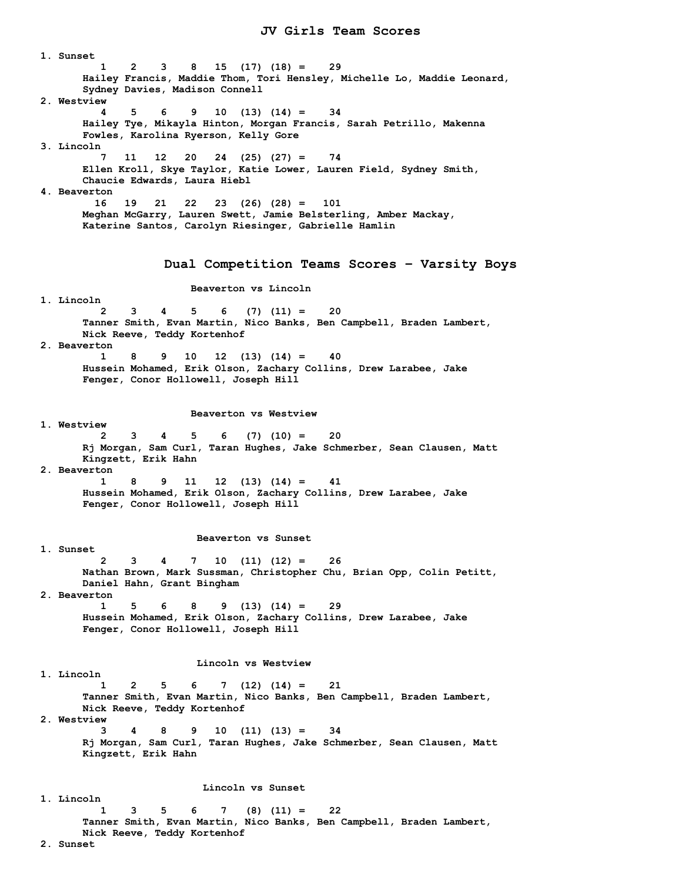## JV Girls Team Scores

1. **Sunset**
   1 2 3 8 15 (17) (18) = 29
   Hailey Francis, Maddie Thom, Tori Hensley, Michelle Lo, Maddie Leonard, Sydney Davies, Madison Connell
2. **Westview**
   4 5 6 9 10 (13) (14) = 34
   Hailey Tye, Mikayla Hinton, Morgan Francis, Sarah Petrillo, Makenna Fowles, Karolina Ryerson, Kelly Gore
3. **Lincoln**
   7 11 12 20 24 (25) (27) = 74
   Ellen Kroll, Skye Taylor, Katie Lower, Lauren Field, Sydney Smith, Chaucie Edwards, Laura Hiebl
4. **Beaverton**
   16 19 21 22 23 (26) (28) = 101
   Meghan McGarry, Lauren Swett, Jamie Belsterling, Amber Mackay, Katerine Santos, Carolyn Riesinger, Gabrielle Hamlin

## Dual Competition Teams Scores – Varsity Boys

### Beaverton vs Lincoln

1. **Lincoln**
   2 3 4 5 6 (7) (11) = 20
   Tanner Smith, Evan Martin, Nico Banks, Ben Campbell, Braden Lambert, Nick Reeve, Teddy Kortenhof
2. **Beaverton**
   1 8 9 10 12 (13) (14) = 40
   Hussein Mohamed, Erik Olson, Zachary Collins, Drew Larabee, Jake Fenger, Conor Hollowell, Joseph Hill

### Beaverton vs Westview

1. **Westview**
   2 3 4 5 6 (7) (10) = 20
   Rj Morgan, Sam Curl, Taran Hughes, Jake Schmerber, Sean Clausen, Matt Kingzett, Erik Hahn
2. **Beaverton**
   1 8 9 11 12 (13) (14) = 41
   Hussein Mohamed, Erik Olson, Zachary Collins, Drew Larabee, Jake Fenger, Conor Hollowell, Joseph Hill

### Beaverton vs Sunset

1. **Sunset**
   2 3 4 7 10 (11) (12) = 26
   Nathan Brown, Mark Sussman, Christopher Chu, Brian Opp, Colin Petitt, Daniel Hahn, Grant Bingham
2. **Beaverton**
   1 5 6 8 9 (13) (14) = 29
   Hussein Mohamed, Erik Olson, Zachary Collins, Drew Larabee, Jake Fenger, Conor Hollowell, Joseph Hill

### Lincoln vs Westview

1. **Lincoln**
   1 2 5 6 7 (12) (14) = 21
   Tanner Smith, Evan Martin, Nico Banks, Ben Campbell, Braden Lambert, Nick Reeve, Teddy Kortenhof
2. **Westview**
   3 4 8 9 10 (11) (13) = 34
   Rj Morgan, Sam Curl, Taran Hughes, Jake Schmerber, Sean Clausen, Matt Kingzett, Erik Hahn

### Lincoln vs Sunset

1. **Lincoln**
   1 3 5 6 7 (8) (11) = 22
   Tanner Smith, Evan Martin, Nico Banks, Ben Campbell, Braden Lambert, Nick Reeve, Teddy Kortenhof
2. **Sunset**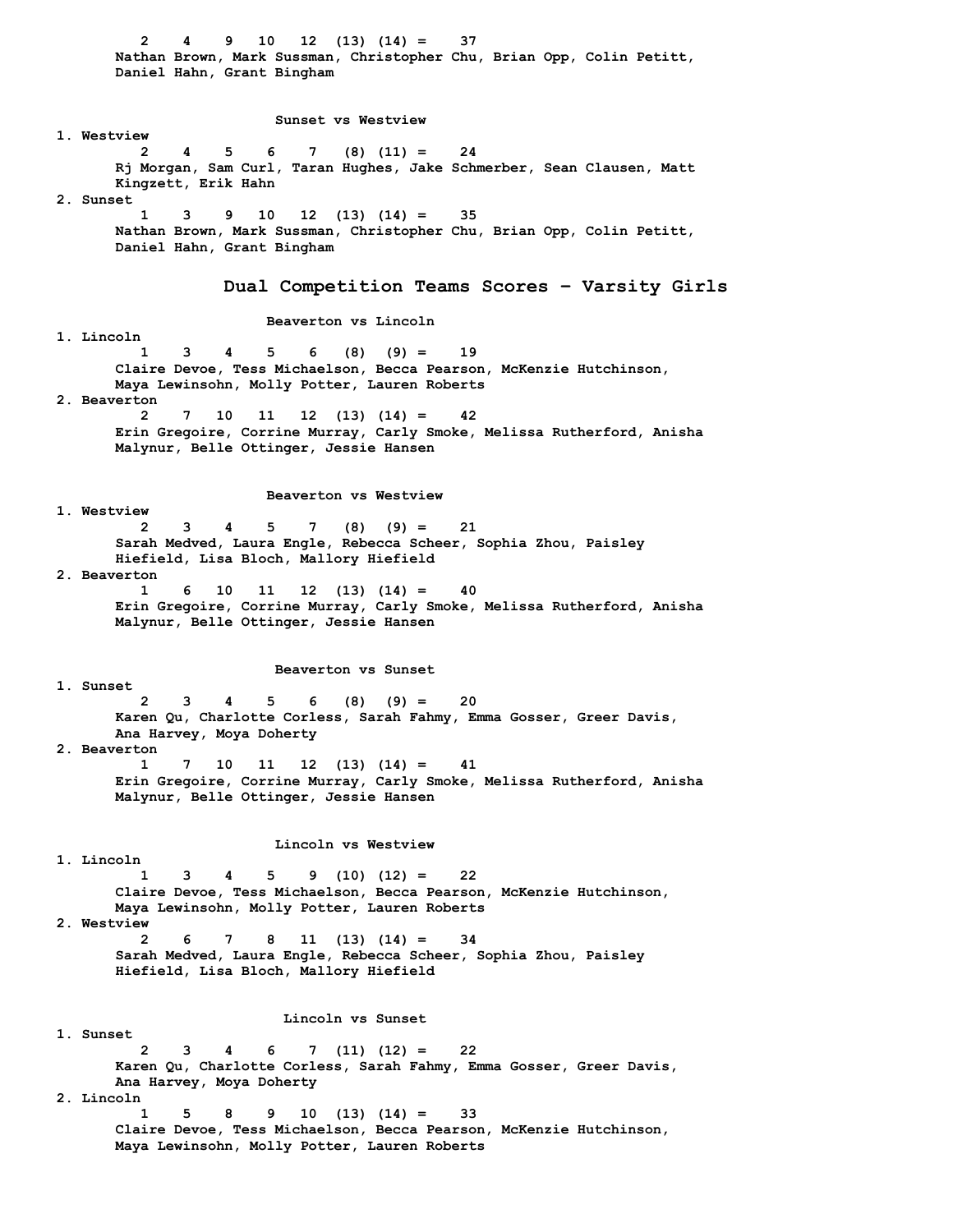2 4 9 10 12 (13) (14) = 37
Nathan Brown, Mark Sussman, Christopher Chu, Brian Opp, Colin Petitt, Daniel Hahn, Grant Bingham

### Sunset vs Westview

1. Westview
   2 5 4 5 6 7 (8) (11) = 24
   Rj Morgan, Sam Curl, Taran Hughes, Jake Schmerber, Sean Clausen, Matt Kingzett, Erik Hahn
2. Sunset
   1 3 9 10 12 (13) (14) = 35
   Nathan Brown, Mark Sussman, Christopher Chu, Brian Opp, Colin Petitt, Daniel Hahn, Grant Bingham

## Dual Competition Teams Scores - Varsity Girls

### Beaverton vs Lincoln

1. Lincoln
   1 3 4 5 6 (8) (9) = 19
   Claire Devoe, Tess Michaelson, Becca Pearson, McKenzie Hutchinson, Maya Lewinsohn, Molly Potter, Lauren Roberts
2. Beaverton
   2 7 10 11 12 (13) (14) = 42
   Erin Gregoire, Corrine Murray, Carly Smoke, Melissa Rutherford, Anisha Malynur, Belle Ottinger, Jessie Hansen

### Beaverton vs Westview

1. Westview
   2 3 4 5 7 (8) (9) = 21
   Sarah Medved, Laura Engle, Rebecca Scheer, Sophia Zhou, Paisley Hiefield, Lisa Bloch, Mallory Hiefield
2. Beaverton
   1 6 10 11 12 (13) (14) = 40
   Erin Gregoire, Corrine Murray, Carly Smoke, Melissa Rutherford, Anisha Malynur, Belle Ottinger, Jessie Hansen

### Beaverton vs Sunset

1. Sunset
   2 3 4 5 6 (8) (9) = 20
   Karen Qu, Charlotte Corless, Sarah Fahmy, Emma Gosser, Greer Davis, Ana Harvey, Moya Doherty
2. Beaverton
   1 7 10 11 12 (13) (14) = 41
   Erin Gregoire, Corrine Murray, Carly Smoke, Melissa Rutherford, Anisha Malynur, Belle Ottinger, Jessie Hansen

### Lincoln vs Westview

1. Lincoln
   1 3 4 5 9 (10) (12) = 22
   Claire Devoe, Tess Michaelson, Becca Pearson, McKenzie Hutchinson, Maya Lewinsohn, Molly Potter, Lauren Roberts
2. Westview
   2 6 7 8 11 (13) (14) = 34
   Sarah Medved, Laura Engle, Rebecca Scheer, Sophia Zhou, Paisley Hiefield, Lisa Bloch, Mallory Hiefield

### Lincoln vs Sunset

1. Sunset
   2 3 4 6 7 (11) (12) = 22
   Karen Qu, Charlotte Corless, Sarah Fahmy, Emma Gosser, Greer Davis, Ana Harvey, Moya Doherty
2. Lincoln
   1 5 8 9 10 (13) (14) = 33
   Claire Devoe, Tess Michaelson, Becca Pearson, McKenzie Hutchinson, Maya Lewinsohn, Molly Potter, Lauren Roberts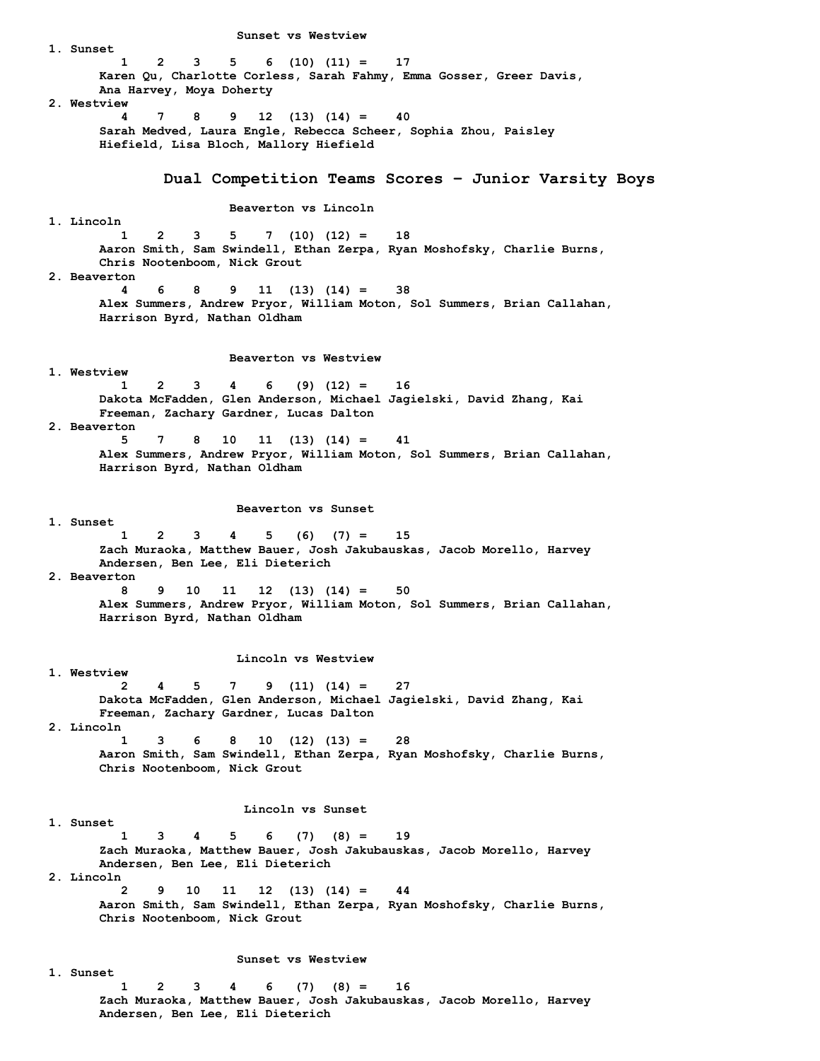### Sunset vs Westview

1. Sunset
   1 2 3 5 6 (10) (11) = 17
   Karen Qu, Charlotte Corless, Sarah Fahmy, Emma Gosser, Greer Davis, Ana Harvey, Moya Doherty
2. Westview
   4 7 8 9 12 (13) (14) = 40
   Sarah Medved, Laura Engle, Rebecca Scheer, Sophia Zhou, Paisley Hiefield, Lisa Bloch, Mallory Hiefield

## Dual Competition Teams Scores - Junior Varsity Boys

### Beaverton vs Lincoln

1. Lincoln
   1 2 3 5 7 (10) (12) = 18
   Aaron Smith, Sam Swindell, Ethan Zerpa, Ryan Moshofsky, Charlie Burns, Chris Nootenboom, Nick Grout
2. Beaverton
   4 6 8 9 11 (13) (14) = 38
   Alex Summers, Andrew Pryor, William Moton, Sol Summers, Brian Callahan, Harrison Byrd, Nathan Oldham

### Beaverton vs Westview

1. Westview
   1 2 3 4 6 (9) (12) = 16
   Dakota McFadden, Glen Anderson, Michael Jagielski, David Zhang, Kai Freeman, Zachary Gardner, Lucas Dalton
2. Beaverton
   5 7 8 10 11 (13) (14) = 41
   Alex Summers, Andrew Pryor, William Moton, Sol Summers, Brian Callahan, Harrison Byrd, Nathan Oldham

### Beaverton vs Sunset

1. Sunset
   1 2 3 4 5 (6) (7) = 15
   Zach Muraoka, Matthew Bauer, Josh Jakubauskas, Jacob Morello, Harvey Andersen, Ben Lee, Eli Dieterich
2. Beaverton
   8 9 10 11 12 (13) (14) = 50
   Alex Summers, Andrew Pryor, William Moton, Sol Summers, Brian Callahan, Harrison Byrd, Nathan Oldham

### Lincoln vs Westview

1. Westview
   2 4 5 7 9 (11) (14) = 27
   Dakota McFadden, Glen Anderson, Michael Jagielski, David Zhang, Kai Freeman, Zachary Gardner, Lucas Dalton
2. Lincoln
   1 3 6 8 10 (12) (13) = 28
   Aaron Smith, Sam Swindell, Ethan Zerpa, Ryan Moshofsky, Charlie Burns, Chris Nootenboom, Nick Grout

### Lincoln vs Sunset

1. Sunset
   1 3 4 5 6 (7) (8) = 19
   Zach Muraoka, Matthew Bauer, Josh Jakubauskas, Jacob Morello, Harvey Andersen, Ben Lee, Eli Dieterich
2. Lincoln
   2 9 10 11 12 (13) (14) = 44
   Aaron Smith, Sam Swindell, Ethan Zerpa, Ryan Moshofsky, Charlie Burns, Chris Nootenboom, Nick Grout

### Sunset vs Westview

1. Sunset
   1 2 3 4 6 (7) (8) = 16
   Zach Muraoka, Matthew Bauer, Josh Jakubauskas, Jacob Morello, Harvey Andersen, Ben Lee, Eli Dieterich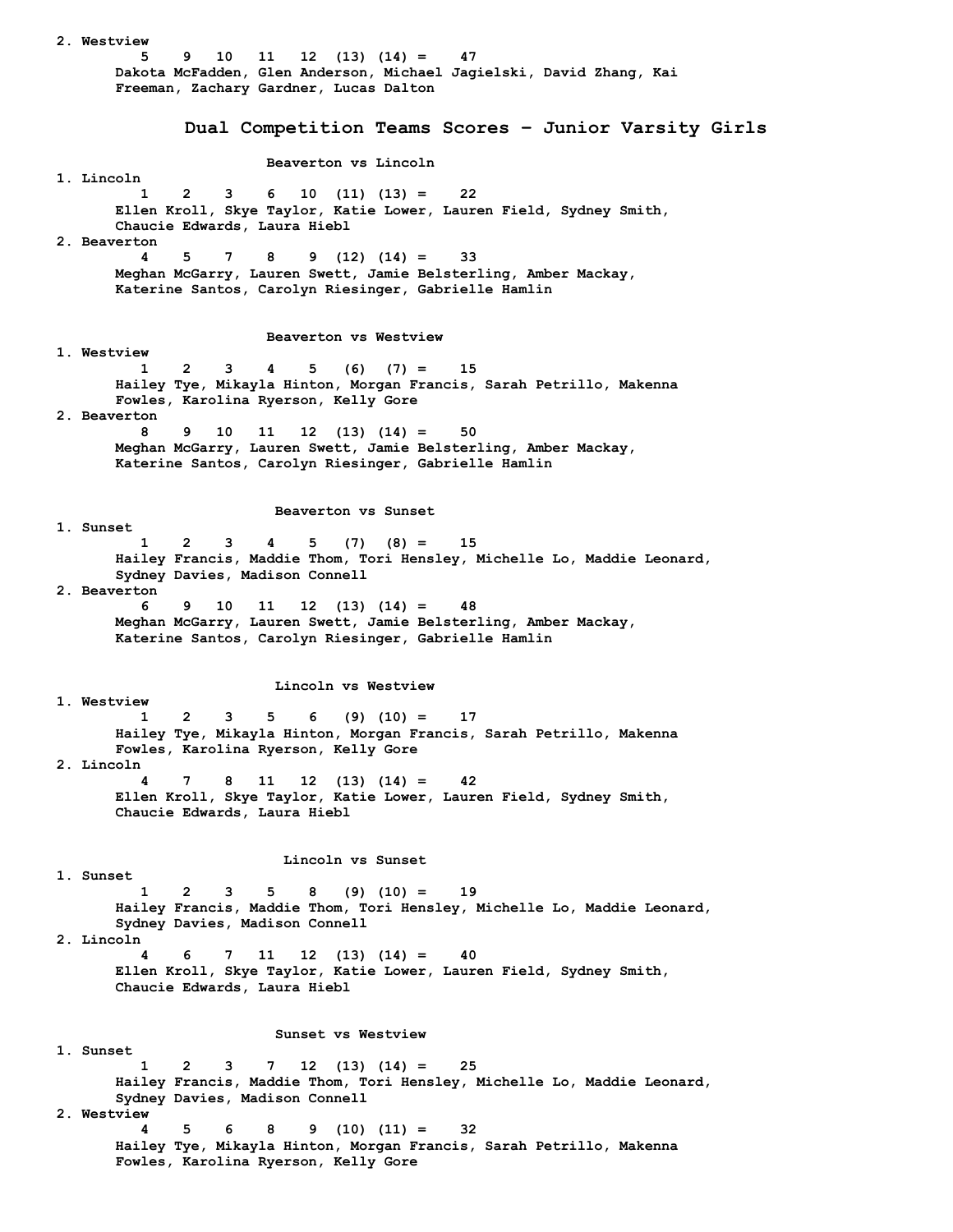**2. Westview**

5 9 10 11 12 (13) (14) = 47

Dakota McFadden, Glen Anderson, Michael Jagielski, David Zhang, Kai Freeman, Zachary Gardner, Lucas Dalton

## Dual Competition Teams Scores - Junior Varsity Girls

### Beaverton vs Lincoln

**1. Lincoln**

1 2 3 6 10 (11) (13) = 22

Ellen Kroll, Skye Taylor, Katie Lower, Lauren Field, Sydney Smith, Chaucie Edwards, Laura Hiebl

**2. Beaverton**

4 5 7 8 9 (12) (14) = 33

Meghan McGarry, Lauren Swett, Jamie Belsterling, Amber Mackay, Katerine Santos, Carolyn Riesinger, Gabrielle Hamlin

### Beaverton vs Westview

**1. Westview**

1 2 3 4 5 (6) (7) = 15

Hailey Tye, Mikayla Hinton, Morgan Francis, Sarah Petrillo, Makenna Fowles, Karolina Ryerson, Kelly Gore

**2. Beaverton**

8 9 10 11 12 (13) (14) = 50

Meghan McGarry, Lauren Swett, Jamie Belsterling, Amber Mackay, Katerine Santos, Carolyn Riesinger, Gabrielle Hamlin

### Beaverton vs Sunset

**1. Sunset**

1 2 3 4 5 (7) (8) = 15

Hailey Francis, Maddie Thom, Tori Hensley, Michelle Lo, Maddie Leonard, Sydney Davies, Madison Connell

**2. Beaverton**

6 9 10 11 12 (13) (14) = 48

Meghan McGarry, Lauren Swett, Jamie Belsterling, Amber Mackay, Katerine Santos, Carolyn Riesinger, Gabrielle Hamlin

### Lincoln vs Westview

**1. Westview**

1 2 3 5 6 (9) (10) = 17

Hailey Tye, Mikayla Hinton, Morgan Francis, Sarah Petrillo, Makenna Fowles, Karolina Ryerson, Kelly Gore

**2. Lincoln**

4 7 8 11 12 (13) (14) = 42

Ellen Kroll, Skye Taylor, Katie Lower, Lauren Field, Sydney Smith, Chaucie Edwards, Laura Hiebl

### Lincoln vs Sunset

**1. Sunset**

1 2 3 5 8 (9) (10) = 19

Hailey Francis, Maddie Thom, Tori Hensley, Michelle Lo, Maddie Leonard, Sydney Davies, Madison Connell

**2. Lincoln**

4 6 7 11 12 (13) (14) = 40

Ellen Kroll, Skye Taylor, Katie Lower, Lauren Field, Sydney Smith, Chaucie Edwards, Laura Hiebl

### Sunset vs Westview

**1. Sunset**

1 2 3 7 12 (13) (14) = 25

Hailey Francis, Maddie Thom, Tori Hensley, Michelle Lo, Maddie Leonard, Sydney Davies, Madison Connell

**2. Westview**

4 5 6 8 9 (10) (11) = 32

Hailey Tye, Mikayla Hinton, Morgan Francis, Sarah Petrillo, Makenna Fowles, Karolina Ryerson, Kelly Gore